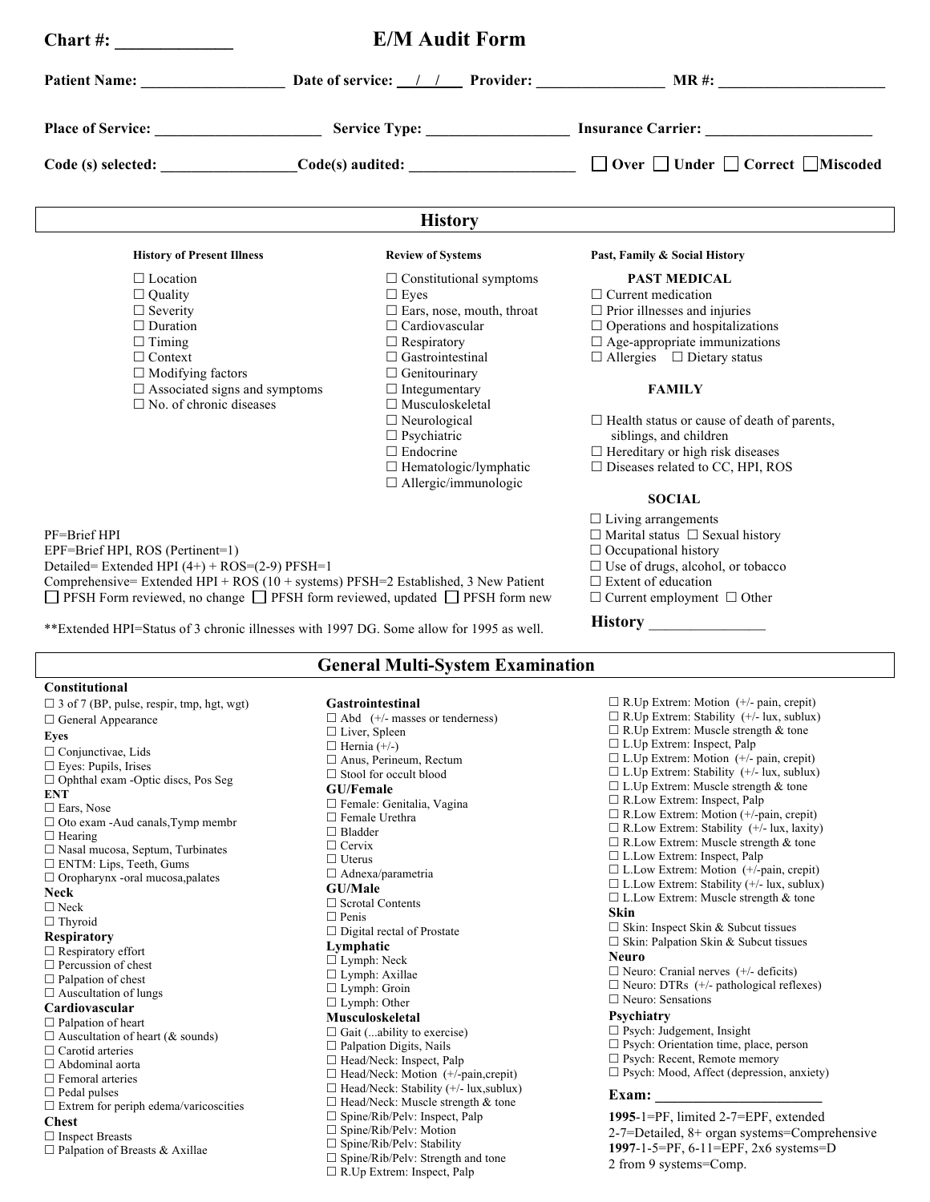**Chart #: _____________** 

# E/M Audit Form

**Patient Name: __________________ Date of service: ___/___/___ Provider: ________________ MR #: _____________________**

**Place of Service: ______________________ Service Type: __________________ Insurance Carrier: _____________________**

**Code (s) selected: _________________Code(s) audited: _____________________** ☐ **Over** ☐ **Under** ☐ **Correct** ☐ **Miscoded**

## History

**History of Present Illness**

☐ Location
☐ Quality
☐ Severity
☐ Duration
☐ Timing
☐ Context
☐ Modifying factors
☐ Associated signs and symptoms
☐ No. of chronic diseases

**Review of Systems**

☐ Constitutional symptoms
☐ Eyes
☐ Ears, nose, mouth, throat
☐ Cardiovascular
☐ Respiratory
☐ Gastrointestinal
☐ Genitourinary
☐ Integumentary
☐ Musculoskeletal
☐ Neurological
☐ Psychiatric
☐ Endocrine
☐ Hematologic/lymphatic
☐ Allergic/immunologic

**Past, Family & Social History**

**PAST MEDICAL**

☐ Current medication
☐ Prior illnesses and injuries
☐ Operations and hospitalizations
☐ Age-appropriate immunizations
☐ Allergies ☐ Dietary status

**FAMILY**

☐ Health status or cause of death of parents, siblings, and children
☐ Hereditary or high risk diseases
☐ Diseases related to CC, HPI, ROS

**SOCIAL**

☐ Living arrangements
☐ Marital status ☐ Sexual history
☐ Occupational history
☐ Use of drugs, alcohol, or tobacco
☐ Extent of education
☐ Current employment ☐ Other

PF=Brief HPI
EPF=Brief HPI, ROS (Pertinent=1)
Detailed= Extended HPI (4+) + ROS=(2-9) PFSH=1
Comprehensive= Extended HPI + ROS (10 + systems) PFSH=2 Established, 3 New Patient
☐ PFSH Form reviewed, no change ☐ PFSH form reviewed, updated ☐ PFSH form new

**Extended HPI=Status of 3 chronic illnesses with 1997 DG. Some allow for 1995 as well.

**History _______________**

## General Multi-System Examination

**Constitutional**
☐ 3 of 7 (BP, pulse, respir, tmp, hgt, wgt)
☐ General Appearance

**Eyes**
☐ Conjunctivae, Lids
☐ Eyes: Pupils, Irises
☐ Ophthal exam -Optic discs, Pos Seg

**ENT**
☐ Ears, Nose
☐ Oto exam -Aud canals,Tymp membr
☐ Hearing
☐ Nasal mucosa, Septum, Turbinates
☐ ENTM: Lips, Teeth, Gums
☐ Oropharynx -oral mucosa,palates

**Neck**
☐ Neck
☐ Thyroid

**Respiratory**
☐ Respiratory effort
☐ Percussion of chest
☐ Palpation of chest
☐ Auscultation of lungs

**Cardiovascular**
☐ Palpation of heart
☐ Auscultation of heart (& sounds)
☐ Carotid arteries
☐ Abdominal aorta
☐ Femoral arteries
☐ Pedal pulses
☐ Extrem for periph edema/varicoscities

**Chest**
☐ Inspect Breasts
☐ Palpation of Breasts & Axillae

**Gastrointestinal**
☐ Abd (+/- masses or tenderness)
☐ Liver, Spleen
☐ Hernia (+/-)
☐ Anus, Perineum, Rectum
☐ Stool for occult blood

**GU/Female**
☐ Female: Genitalia, Vagina
☐ Female Urethra
☐ Bladder
☐ Cervix
☐ Uterus
☐ Adnexa/parametria

**GU/Male**
☐ Scrotal Contents
☐ Penis
☐ Digital rectal of Prostate

**Lymphatic**
☐ Lymph: Neck
☐ Lymph: Axillae
☐ Lymph: Groin
☐ Lymph: Other

**Musculoskeletal**
☐ Gait (...ability to exercise)
☐ Palpation Digits, Nails
☐ Head/Neck: Inspect, Palp
☐ Head/Neck: Motion (+/-pain,crepit)
☐ Head/Neck: Stability (+/- lux,sublux)
☐ Head/Neck: Muscle strength & tone
☐ Spine/Rib/Pelv: Inspect, Palp
☐ Spine/Rib/Pelv: Motion
☐ Spine/Rib/Pelv: Stability
☐ Spine/Rib/Pelv: Strength and tone
☐ R.Up Extrem: Inspect, Palp
☐ R.Up Extrem: Motion (+/- pain, crepit)
☐ R.Up Extrem: Stability (+/- lux, sublux)
☐ R.Up Extrem: Muscle strength & tone
☐ L.Up Extrem: Inspect, Palp
☐ L.Up Extrem: Motion (+/- pain, crepit)
☐ L.Up Extrem: Stability (+/- lux, sublux)
☐ L.Up Extrem: Muscle strength & tone
☐ R.Low Extrem: Inspect, Palp
☐ R.Low Extrem: Motion (+/-pain, crepit)
☐ R.Low Extrem: Stability (+/- lux, laxity)
☐ R.Low Extrem: Muscle strength & tone
☐ L.Low Extrem: Inspect, Palp
☐ L.Low Extrem: Motion (+/-pain, crepit)
☐ L.Low Extrem: Stability (+/- lux, sublux)
☐ L.Low Extrem: Muscle strength & tone

**Skin**
☐ Skin: Inspect Skin & Subcut tissues
☐ Skin: Palpation Skin & Subcut tissues

**Neuro**
☐ Neuro: Cranial nerves (+/- deficits)
☐ Neuro: DTRs (+/- pathological reflexes)
☐ Neuro: Sensations

**Psychiatry**
☐ Psych: Judgement, Insight
☐ Psych: Orientation time, place, person
☐ Psych: Recent, Remote memory
☐ Psych: Mood, Affect (depression, anxiety)

**Exam: ______________________**

**1995**-1=PF, limited 2-7=EPF, extended 2-7=Detailed, 8+ organ systems=Comprehensive
**1997**-1-5=PF, 6-11=EPF, 2x6 systems=D
2 from 9 systems=Comp.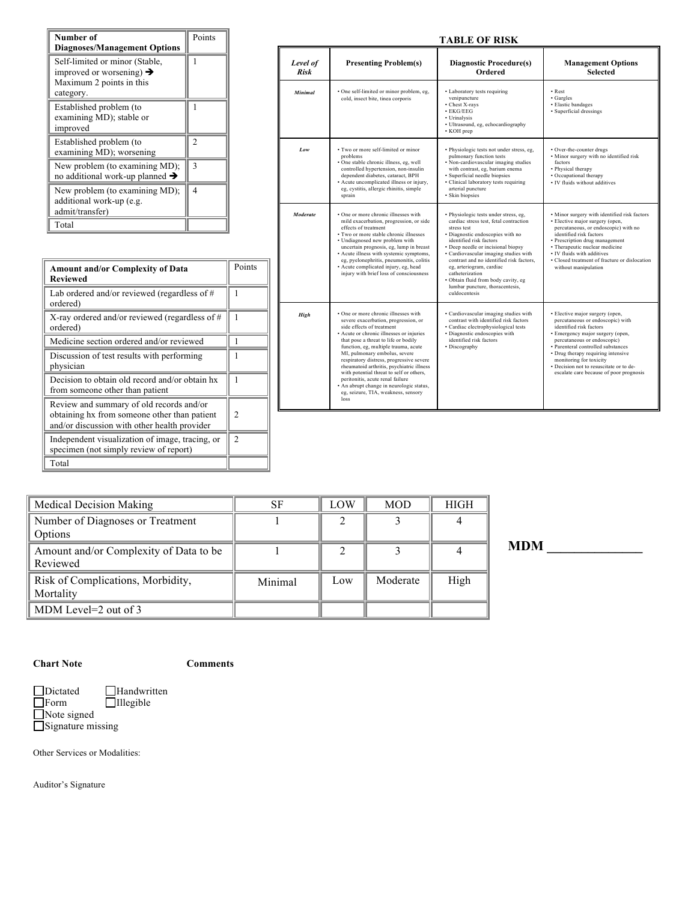| Number of Diagnoses/Management Options | Points |
|---|---|
| Self-limited or minor (Stable, improved or worsening) ➔ Maximum 2 points in this category. | 1 |
| Established problem (to examining MD); stable or improved | 1 |
| Established problem (to examining MD); worsening | 2 |
| New problem (to examining MD); no additional work-up planned ➔ | 3 |
| New problem (to examining MD); additional work-up (e.g. admit/transfer) | 4 |
| Total | |

**TABLE OF RISK**

| *Level of Risk* | Presenting Problem(s) | Diagnostic Procedure(s) Ordered | Management Options Selected |
|---|---|---|---|
| *Minimal* | • One self-limited or minor problem, eg, cold, insect bite, tinea corporis | • Laboratory tests requiring venipuncture<br>• Chest X-rays<br>• EKG/EEG<br>• Urinalysis<br>• Ultrasound, eg, echocardiography<br>• KOH prep | • Rest<br>• Gargles<br>• Elastic bandages<br>• Superficial dressings |
| *Low* | • Two or more self-limited or minor problems<br>• One stable chronic illness, eg, well controlled hypertension, non-insulin dependent diabetes, cataract, BPH<br>• Acute uncomplicated illness or injury, eg, cystitis, allergic rhinitis, simple sprain | • Physiologic tests not under stress, eg, pulmonary function tests<br>• Non-cardiovascular imaging studies with contrast, eg, barium enema<br>• Superficial needle biopsies<br>• Clinical laboratory tests requiring arterial puncture<br>• Skin biopsies | • Over-the-counter drugs<br>• Minor surgery with no identified risk factors<br>• Physical therapy<br>• Occupational therapy<br>• IV fluids without additives |
| *Moderate* | • One or more chronic illnesses with mild exacerbation, progression, or side effects of treatment<br>• Two or more stable chronic illnesses<br>• Undiagnosed new problem with uncertain prognosis, eg, lump in breast<br>• Acute illness with systemic symptoms, eg, pyelonephritis, pneumonitis, colitis<br>• Acute complicated injury, eg, head injury with brief loss of consciousness | • Physiologic tests under stress, eg, cardiac stress test, fetal contraction stress test<br>• Diagnostic endoscopies with no identified risk factors<br>• Deep needle or incisional biopsy<br>• Cardiovascular imaging studies with contrast and no identified risk factors, eg, arteriogram, cardiac catheterization<br>• Obtain fluid from body cavity, eg lumbar puncture, thoracentesis, culdocentesis | • Minor surgery with identified risk factors<br>• Elective major surgery (open, percutaneous, or endoscopic) with no identified risk factors<br>• Prescription drug management<br>• Therapeutic nuclear medicine<br>• IV fluids with additives<br>• Closed treatment of fracture or dislocation without manipulation |
| *High* | • One or more chronic illnesses with severe exacerbation, progression, or side effects of treatment<br>• Acute or chronic illnesses or injuries that pose a threat to life or bodily function, eg, multiple trauma, acute MI, pulmonary embolus, severe respiratory distress, progressive severe rheumatoid arthritis, psychiatric illness with potential threat to self or others, peritonitis, acute renal failure<br>• An abrupt change in neurologic status, eg, seizure, TIA, weakness, sensory loss | • Cardiovascular imaging studies with contrast with identified risk factors<br>• Cardiac electrophysiological tests<br>• Diagnostic endoscopies with identified risk factors<br>• Discography | • Elective major surgery (open, percutaneous or endoscopic) with identified risk factors<br>• Emergency major surgery (open, percutaneous or endoscopic)<br>• Parenteral controlled substances<br>• Drug therapy requiring intensive monitoring for toxicity<br>• Decision not to resuscitate or to de-escalate care because of poor prognosis |

| Amount and/or Complexity of Data Reviewed | Points |
|---|---|
| Lab ordered and/or reviewed (regardless of # ordered) | 1 |
| X-ray ordered and/or reviewed (regardless of # ordered) | 1 |
| Medicine section ordered and/or reviewed | 1 |
| Discussion of test results with performing physician | 1 |
| Decision to obtain old record and/or obtain hx from someone other than patient | 1 |
| Review and summary of old records and/or obtaining hx from someone other than patient and/or discussion with other health provider | 2 |
| Independent visualization of image, tracing, or specimen (not simply review of report) | 2 |
| Total | |

| Medical Decision Making | SF | LOW | MOD | HIGH |
|---|---|---|---|---|
| Number of Diagnoses or Treatment Options | 1 | 2 | 3 | 4 |
| Amount and/or Complexity of Data to be Reviewed | 1 | 2 | 3 | 4 |
| Risk of Complications, Morbidity, Mortality | Minimal | Low | Moderate | High |
| MDM Level=2 out of 3 | | | | |

**MDM \_\_\_\_\_\_\_\_\_\_\_\_\_\_**

**Chart Note** **Comments**

☐ Dictated ☐ Handwritten
☐ Form ☐ Illegible
☐ Note signed
☐ Signature missing

Other Services or Modalities:

Auditor's Signature